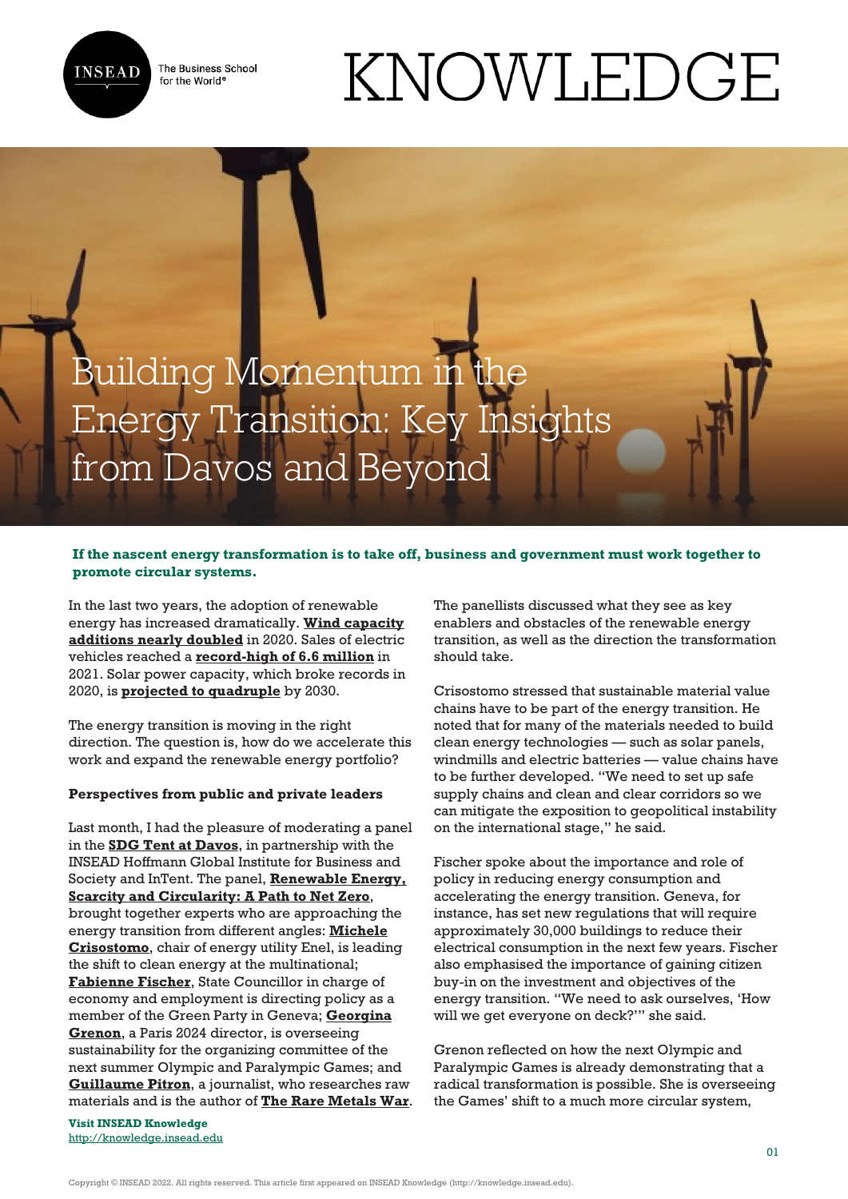# Building Momentum in the Energy Transition: Key Insights from Davos and Beyond

**If the nascent energy transformation is to take off, business and government must work together to promote circular systems.**

In the last two years, the adoption of renewable energy has increased dramatically. **Wind capacity additions nearly doubled** in 2020. Sales of electric vehicles reached a **record-high of 6.6 million** in 2021. Solar power capacity, which broke records in 2020, is **projected to quadruple** by 2030.

The energy transition is moving in the right direction. The question is, how do we accelerate this work and expand the renewable energy portfolio?

**Perspectives from public and private leaders**

Last month, I had the pleasure of moderating a panel in the **SDG Tent at Davos**, in partnership with the INSEAD Hoffmann Global Institute for Business and Society and InTent. The panel, **Renewable Energy, Scarcity and Circularity: A Path to Net Zero**, brought together experts who are approaching the energy transition from different angles: **Michele Crisostomo**, chair of energy utility Enel, is leading the shift to clean energy at the multinational; **Fabienne Fischer**, State Councillor in charge of economy and employment is directing policy as a member of the Green Party in Geneva; **Georgina Grenon**, a Paris 2024 director, is overseeing sustainability for the organizing committee of the next summer Olympic and Paralympic Games; and **Guillaume Pitron**, a journalist, who researches raw materials and is the author of **The Rare Metals War**.

The panellists discussed what they see as key enablers and obstacles of the renewable energy transition, as well as the direction the transformation should take.

Crisostomo stressed that sustainable material value chains have to be part of the energy transition. He noted that for many of the materials needed to build clean energy technologies — such as solar panels, windmills and electric batteries — value chains have to be further developed. "We need to set up safe supply chains and clean and clear corridors so we can mitigate the exposition to geopolitical instability on the international stage," he said.

Fischer spoke about the importance and role of policy in reducing energy consumption and accelerating the energy transition. Geneva, for instance, has set new regulations that will require approximately 30,000 buildings to reduce their electrical consumption in the next few years. Fischer also emphasised the importance of gaining citizen buy-in on the investment and objectives of the energy transition. "We need to ask ourselves, 'How will we get everyone on deck?'" she said.

Grenon reflected on how the next Olympic and Paralympic Games is already demonstrating that a radical transformation is possible. She is overseeing the Games' shift to a much more circular system,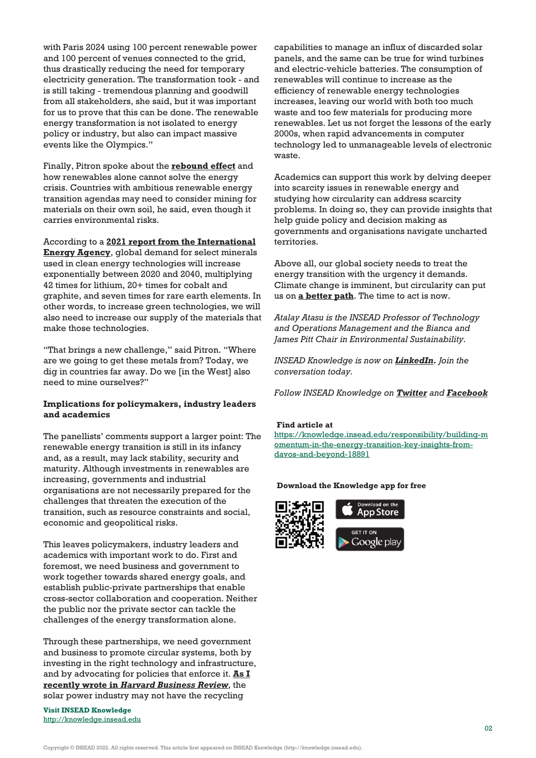with Paris 2024 using 100 percent renewable power and 100 percent of venues connected to the grid, thus drastically reducing the need for temporary electricity generation. The transformation took - and is still taking - tremendous planning and goodwill from all stakeholders, she said, but it was important for us to prove that this can be done. The renewable energy transformation is not isolated to energy policy or industry, but also can impact massive events like the Olympics."

Finally, Pitron spoke about the **rebound effect** and how renewables alone cannot solve the energy crisis. Countries with ambitious renewable energy transition agendas may need to consider mining for materials on their own soil, he said, even though it carries environmental risks.

According to a **2021 report from the International Energy Agency**, global demand for select minerals used in clean energy technologies will increase exponentially between 2020 and 2040, multiplying 42 times for lithium, 20+ times for cobalt and graphite, and seven times for rare earth elements. In other words, to increase green technologies, we will also need to increase our supply of the materials that make those technologies.

"That brings a new challenge," said Pitron. "Where are we going to get these metals from? Today, we dig in countries far away. Do we [in the West] also need to mine ourselves?"

**Implications for policymakers, industry leaders and academics**

The panellists' comments support a larger point: The renewable energy transition is still in its infancy and, as a result, may lack stability, security and maturity. Although investments in renewables are increasing, governments and industrial organisations are not necessarily prepared for the challenges that threaten the execution of the transition, such as resource constraints and social, economic and geopolitical risks.

This leaves policymakers, industry leaders and academics with important work to do. First and foremost, we need business and government to work together towards shared energy goals, and establish public-private partnerships that enable cross-sector collaboration and cooperation. Neither the public nor the private sector can tackle the challenges of the energy transformation alone.

Through these partnerships, we need government and business to promote circular systems, both by investing in the right technology and infrastructure, and by advocating for policies that enforce it. **As I recently wrote in *Harvard Business Review***, the solar power industry may not have the recycling capabilities to manage an influx of discarded solar panels, and the same can be true for wind turbines and electric-vehicle batteries. The consumption of renewables will continue to increase as the efficiency of renewable energy technologies increases, leaving our world with both too much waste and too few materials for producing more renewables. Let us not forget the lessons of the early 2000s, when rapid advancements in computer technology led to unmanageable levels of electronic waste.

Academics can support this work by delving deeper into scarcity issues in renewable energy and studying how circularity can address scarcity problems. In doing so, they can provide insights that help guide policy and decision making as governments and organisations navigate uncharted territories.

Above all, our global society needs to treat the energy transition with the urgency it demands. Climate change is imminent, but circularity can put us on **a better path**. The time to act is now.

*Atalay Atasu is the INSEAD Professor of Technology and Operations Management and the Bianca and James Pitt Chair in Environmental Sustainability.*

*INSEAD Knowledge is now on **LinkedIn**. Join the conversation today.*

*Follow INSEAD Knowledge on **Twitter** and **Facebook***

**Find article at**
https://knowledge.insead.edu/responsibility/building-momentum-in-the-energy-transition-key-insights-from-davos-and-beyond-18891

**Download the Knowledge app for free**

Download on the App Store

GET IT ON Google play

**Visit INSEAD Knowledge**
http://knowledge.insead.edu

Copyright © INSEAD 2022. All rights reserved. This article first appeared on INSEAD Knowledge (http://knowledge.insead.edu).